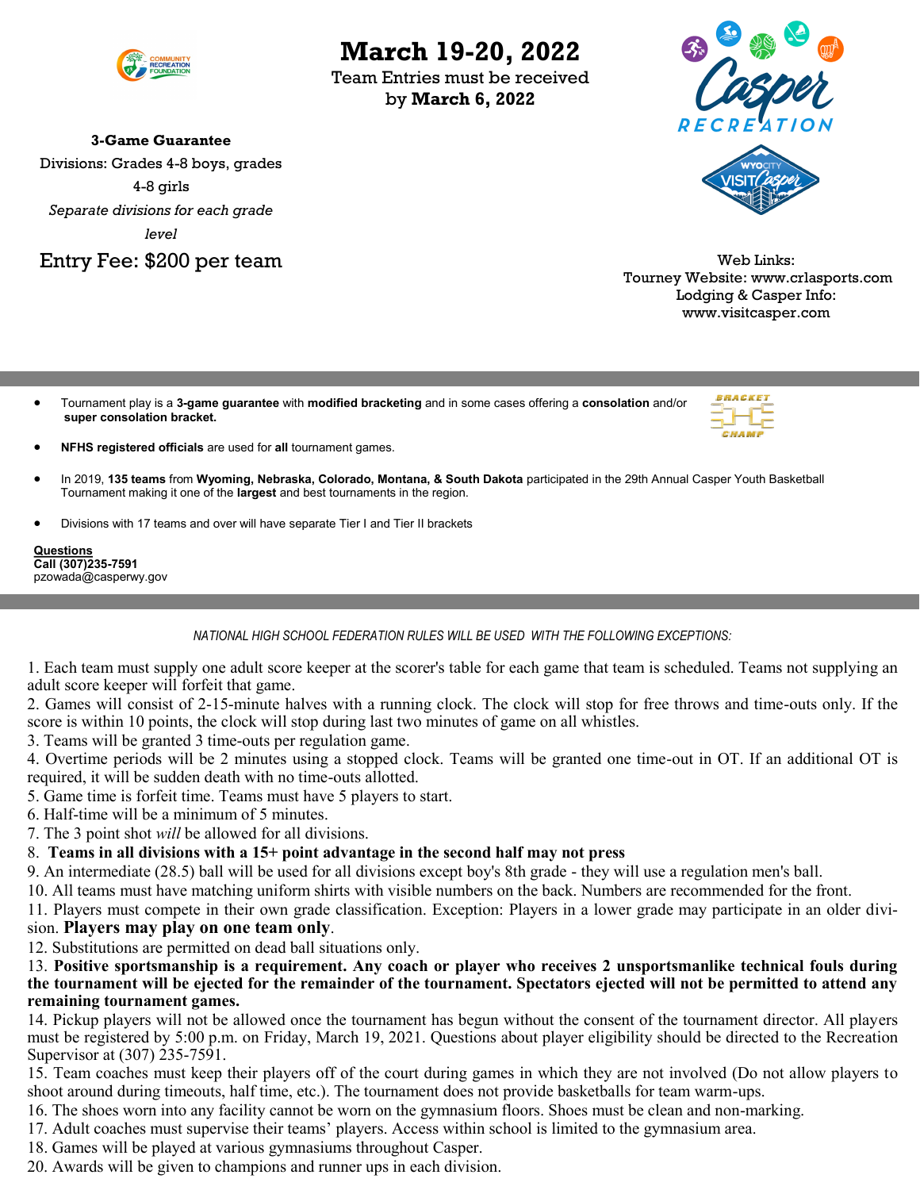# March 19-20, 2022

Team Entries must be received by **March 6, 2022**

**3-Game Guarantee**

Divisions: Grades 4-8 boys, grades 4-8 girls

*Separate divisions for each grade level*

Entry Fee: $200 per team

Web Links:
Tourney Website: www.crlasports.com
Lodging & Casper Info:
www.visitcasper.com

- Tournament play is a **3-game guarantee** with **modified bracketing** and in some cases offering a **consolation** and/or **super consolation bracket.**
- **NFHS registered officials** are used for **all** tournament games.
- In 2019, **135 teams** from **Wyoming, Nebraska, Colorado, Montana, & South Dakota** participated in the 29th Annual Casper Youth Basketball Tournament making it one of the **largest** and best tournaments in the region.
- Divisions with 17 teams and over will have separate Tier I and Tier II brackets

**Questions**
**Call (307)235-7591**
pzowada@casperwy.gov

*NATIONAL HIGH SCHOOL FEDERATION RULES WILL BE USED WITH THE FOLLOWING EXCEPTIONS:*

1. Each team must supply one adult score keeper at the scorer's table for each game that team is scheduled. Teams not supplying an adult score keeper will forfeit that game.
2. Games will consist of 2-15-minute halves with a running clock. The clock will stop for free throws and time-outs only. If the score is within 10 points, the clock will stop during last two minutes of game on all whistles.
3. Teams will be granted 3 time-outs per regulation game.
4. Overtime periods will be 2 minutes using a stopped clock. Teams will be granted one time-out in OT. If an additional OT is required, it will be sudden death with no time-outs allotted.
5. Game time is forfeit time. Teams must have 5 players to start.
6. Half-time will be a minimum of 5 minutes.
7. The 3 point shot *will* be allowed for all divisions.
8. **Teams in all divisions with a 15+ point advantage in the second half may not press**
9. An intermediate (28.5) ball will be used for all divisions except boy's 8th grade - they will use a regulation men's ball.
10. All teams must have matching uniform shirts with visible numbers on the back. Numbers are recommended for the front.
11. Players must compete in their own grade classification. Exception: Players in a lower grade may participate in an older division. **Players may play on one team only**.
12. Substitutions are permitted on dead ball situations only.
13. **Positive sportsmanship is a requirement. Any coach or player who receives 2 unsportsmanlike technical fouls during the tournament will be ejected for the remainder of the tournament. Spectators ejected will not be permitted to attend any remaining tournament games.**
14. Pickup players will not be allowed once the tournament has begun without the consent of the tournament director. All players must be registered by 5:00 p.m. on Friday, March 19, 2021. Questions about player eligibility should be directed to the Recreation Supervisor at (307) 235-7591.
15. Team coaches must keep their players off of the court during games in which they are not involved (Do not allow players to shoot around during timeouts, half time, etc.). The tournament does not provide basketballs for team warm-ups.
16. The shoes worn into any facility cannot be worn on the gymnasium floors. Shoes must be clean and non-marking.
17. Adult coaches must supervise their teams' players. Access within school is limited to the gymnasium area.
18. Games will be played at various gymnasiums throughout Casper.
20. Awards will be given to champions and runner ups in each division.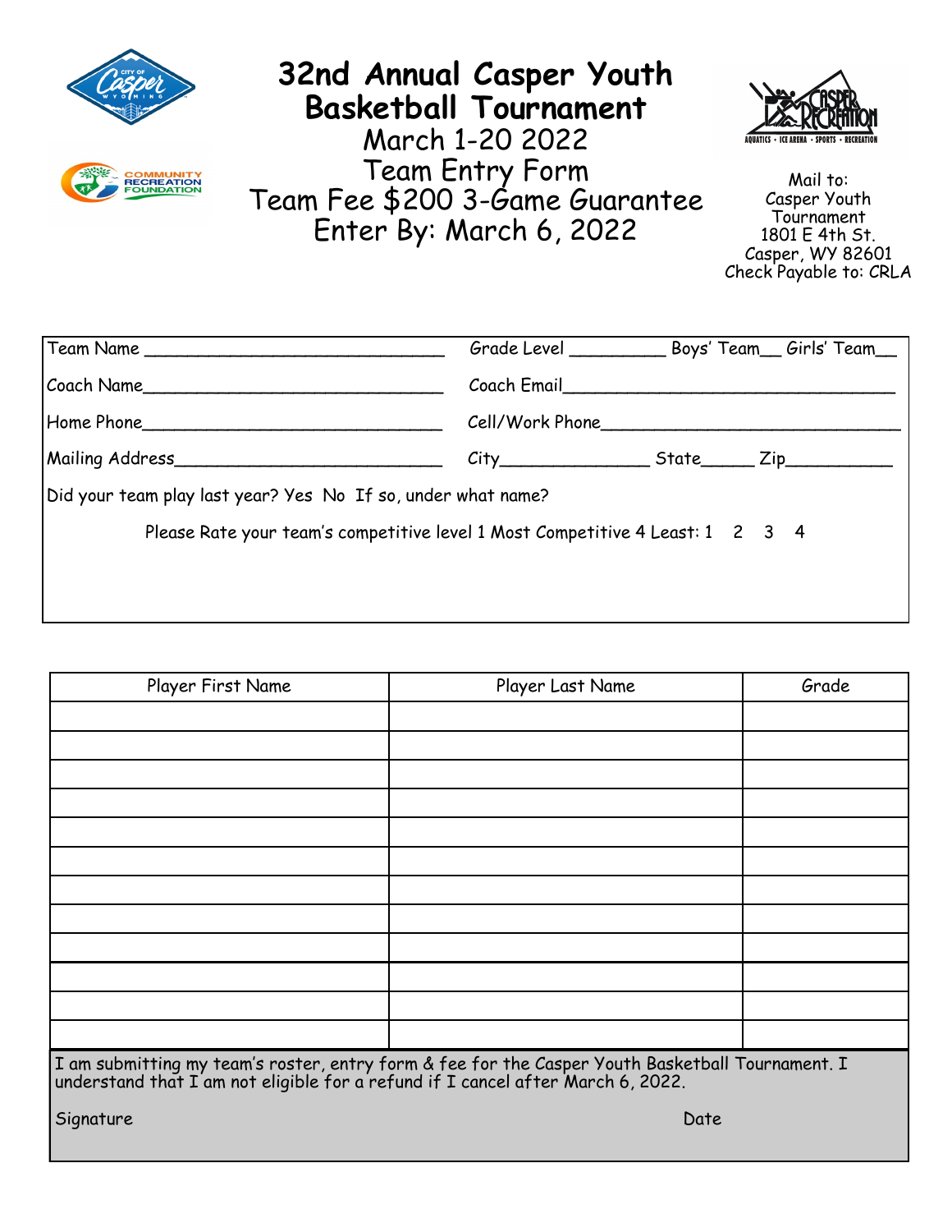# 32nd Annual Casper Youth Basketball Tournament

March 1-20 2022
Team Entry Form
Team Fee $200 3-Game Guarantee
Enter By: March 6, 2022

Mail to:
Casper Youth Tournament
1801 E 4th St.
Casper, WY 82601
Check Payable to: CRLA

Team Name ____________________________ Grade Level _________ Boys' Team__ Girls' Team__

Coach Name____________________________ Coach Email_______________________________

Home Phone____________________________ Cell/Work Phone____________________________

Mailing Address_________________________ City______________ State_____ Zip__________

Did your team play last year? Yes No If so, under what name?

Please Rate your team's competitive level 1 Most Competitive 4 Least: 1 2 3 4

| Player First Name | Player Last Name | Grade |
|---|---|---|
| | | |
| | | |
| | | |
| | | |
| | | |
| | | |
| | | |
| | | |
| | | |
| | | |
| | | |
| | | |

I am submitting my team's roster, entry form & fee for the Casper Youth Basketball Tournament. I understand that I am not eligible for a refund if I cancel after March 6, 2022.

Signature Date